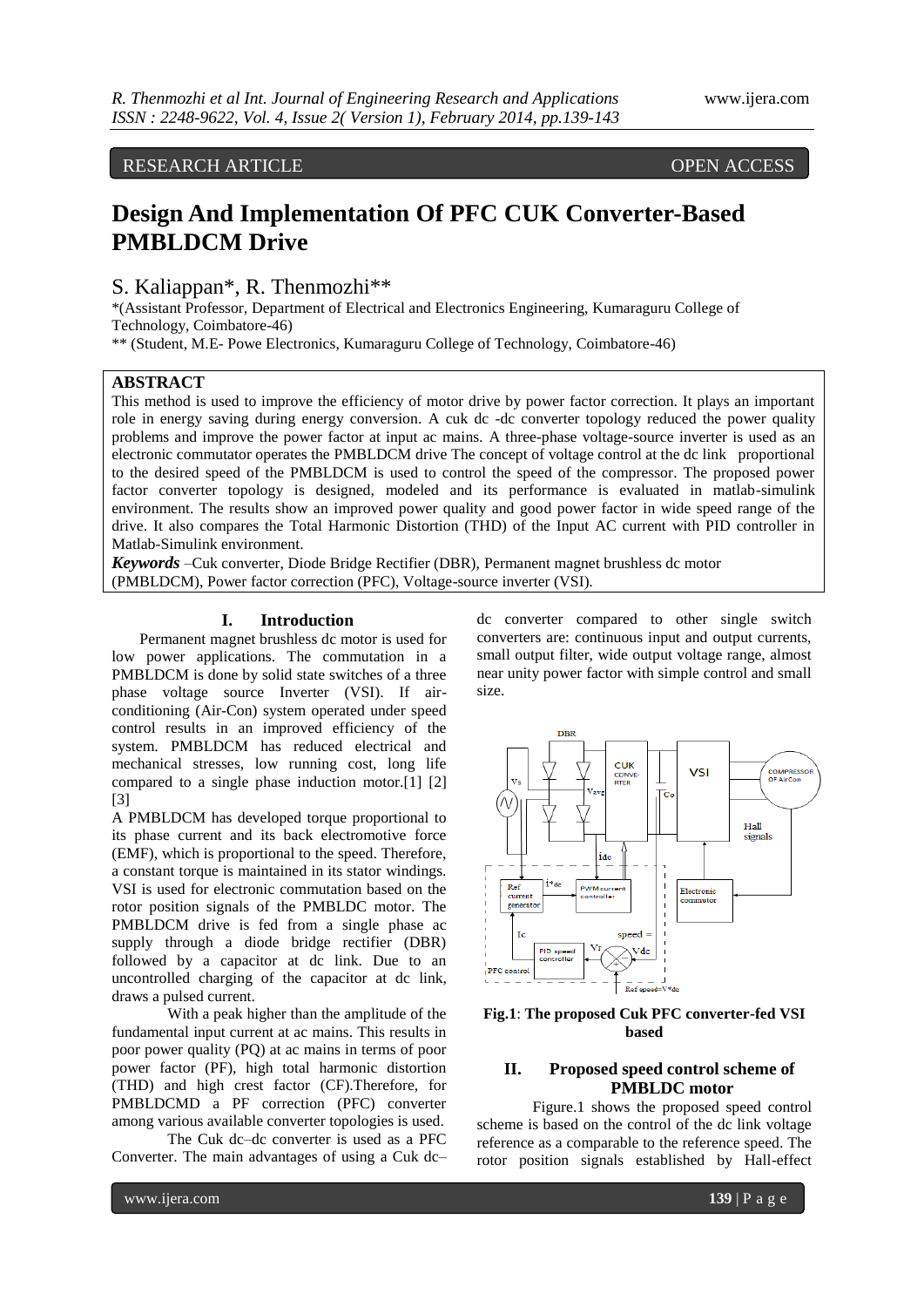RESEARCH ARTICLE OPEN ACCESS

# Design And Implementation Of PFC CUK Converter-Based PMBLDCM Drive

S. Kaliappan*, R. Thenmozhi**

*(Assistant Professor, Department of Electrical and Electronics Engineering, Kumaraguru College of Technology, Coimbatore-46)

** (Student, M.E- Powe Electronics, Kumaraguru College of Technology, Coimbatore-46)

## ABSTRACT

This method is used to improve the efficiency of motor drive by power factor correction. It plays an important role in energy saving during energy conversion. A cuk dc -dc converter topology reduced the power quality problems and improve the power factor at input ac mains. A three-phase voltage-source inverter is used as an electronic commutator operates the PMBLDCM drive The concept of voltage control at the dc link proportional to the desired speed of the PMBLDCM is used to control the speed of the compressor. The proposed power factor converter topology is designed, modeled and its performance is evaluated in matlab-simulink environment. The results show an improved power quality and good power factor in wide speed range of the drive. It also compares the Total Harmonic Distortion (THD) of the Input AC current with PID controller in Matlab-Simulink environment.

***Keywords*** –Cuk converter, Diode Bridge Rectifier (DBR), Permanent magnet brushless dc motor (PMBLDCM), Power factor correction (PFC), Voltage-source inverter (VSI).

## I. Introduction

Permanent magnet brushless dc motor is used for low power applications. The commutation in a PMBLDCM is done by solid state switches of a three phase voltage source Inverter (VSI). If air-conditioning (Air-Con) system operated under speed control results in an improved efficiency of the system. PMBLDCM has reduced electrical and mechanical stresses, low running cost, long life compared to a single phase induction motor.[1] [2] [3]

A PMBLDCM has developed torque proportional to its phase current and its back electromotive force (EMF), which is proportional to the speed. Therefore, a constant torque is maintained in its stator windings. VSI is used for electronic commutation based on the rotor position signals of the PMBLDC motor. The PMBLDCM drive is fed from a single phase ac supply through a diode bridge rectifier (DBR) followed by a capacitor at dc link. Due to an uncontrolled charging of the capacitor at dc link, draws a pulsed current.

With a peak higher than the amplitude of the fundamental input current at ac mains. This results in poor power quality (PQ) at ac mains in terms of poor power factor (PF), high total harmonic distortion (THD) and high crest factor (CF).Therefore, for PMBLDCMD a PF correction (PFC) converter among various available converter topologies is used.

The Cuk dc–dc converter is used as a PFC Converter. The main advantages of using a Cuk dc–dc converter compared to other single switch converters are: continuous input and output currents, small output filter, wide output voltage range, almost near unity power factor with simple control and small size.

**Fig.1**: **The proposed Cuk PFC converter-fed VSI based**

## II. Proposed speed control scheme of PMBLDC motor

Figure.1 shows the proposed speed control scheme is based on the control of the dc link voltage reference as a comparable to the reference speed. The rotor position signals established by Hall-effect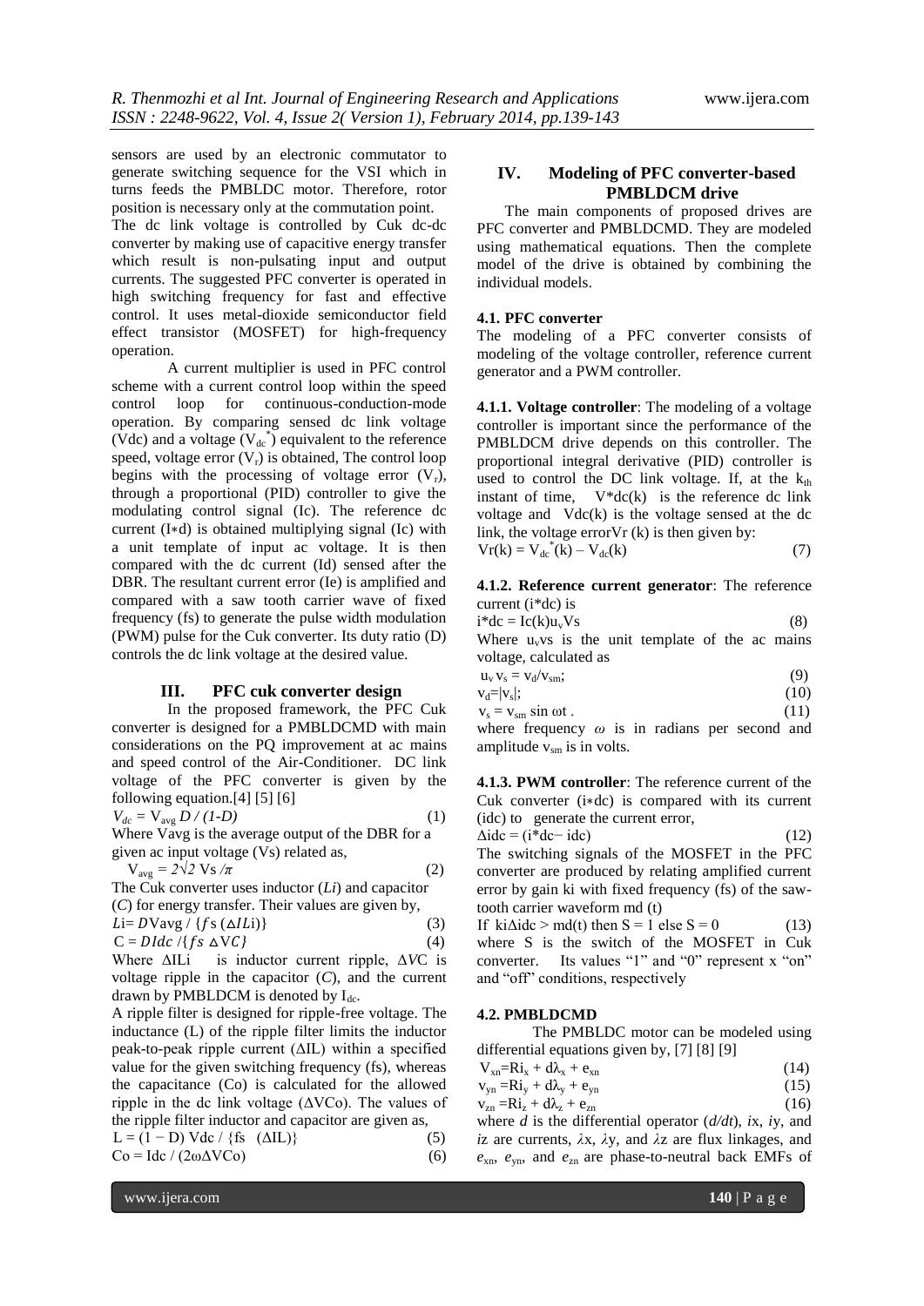sensors are used by an electronic commutator to generate switching sequence for the VSI which in turns feeds the PMBLDC motor. Therefore, rotor position is necessary only at the commutation point.

The dc link voltage is controlled by Cuk dc-dc converter by making use of capacitive energy transfer which result is non-pulsating input and output currents. The suggested PFC converter is operated in high switching frequency for fast and effective control. It uses metal-dioxide semiconductor field effect transistor (MOSFET) for high-frequency operation.

A current multiplier is used in PFC control scheme with a current control loop within the speed control loop for continuous-conduction-mode operation. By comparing sensed dc link voltage (Vdc) and a voltage ($V_{dc}^*$) equivalent to the reference speed, voltage error ($V_r$) is obtained, The control loop begins with the processing of voltage error ($V_r$), through a proportional (PID) controller to give the modulating control signal (Ic). The reference dc current (I∗d) is obtained multiplying signal (Ic) with a unit template of input ac voltage. It is then compared with the dc current (Id) sensed after the DBR. The resultant current error (Ie) is amplified and compared with a saw tooth carrier wave of fixed frequency (fs) to generate the pulse width modulation (PWM) pulse for the Cuk converter. Its duty ratio (D) controls the dc link voltage at the desired value.

## III. PFC cuk converter design

In the proposed framework, the PFC Cuk converter is designed for a PMBLDCMD with main considerations on the PQ improvement at ac mains and speed control of the Air-Conditioner. DC link voltage of the PFC converter is given by the following equation.[4] [5] [6]

$$V_{dc} = V_{avg}\, D / (1-D) \tag{1}$$

Where Vavg is the average output of the DBR for a given ac input voltage (Vs) related as,

$$V_{avg} = 2\sqrt{2}\ Vs / \pi \tag{2}$$

The Cuk converter uses inductor (*Li*) and capacitor (*C*) for energy transfer. Their values are given by,

$$Li = DVavg / \{fs\, (\Delta ILi)\} \tag{3}$$

$$C = DIdc / \{fs\, \Delta VC\} \tag{4}$$

Where ΔILi is inductor current ripple, Δ*VC* is voltage ripple in the capacitor (*C*), and the current drawn by PMBLDCM is denoted by $I_{dc}$.

A ripple filter is designed for ripple-free voltage. The inductance (L) of the ripple filter limits the inductor peak-to-peak ripple current (ΔIL) within a specified value for the given switching frequency (fs), whereas the capacitance (Co) is calculated for the allowed ripple in the dc link voltage (ΔVCo). The values of the ripple filter inductor and capacitor are given as,

$$L = (1 - D)\, Vdc / \{fs\ \ (\Delta IL)\} \tag{5}$$

$$Co = Idc / (2\omega \Delta VCo) \tag{6}$$

## IV. Modeling of PFC converter-based PMBLDCM drive

The main components of proposed drives are PFC converter and PMBLDCMD. They are modeled using mathematical equations. Then the complete model of the drive is obtained by combining the individual models.

### 4.1. PFC converter

The modeling of a PFC converter consists of modeling of the voltage controller, reference current generator and a PWM controller.

**4.1.1. Voltage controller**: The modeling of a voltage controller is important since the performance of the PMBLDCM drive depends on this controller. The proportional integral derivative (PID) controller is used to control the DC link voltage. If, at the $k_{th}$ instant of time, V\*dc(k) is the reference dc link voltage and Vdc(k) is the voltage sensed at the dc link, the voltage errorVr (k) is then given by:

$$Vr(k) = V_{dc}^*(k) - V_{dc}(k) \tag{7}$$

**4.1.2. Reference current generator**: The reference current (i\*dc) is

$$i^*dc = Ic(k)u_vVs \tag{8}$$

Where $u_v$vs is the unit template of the ac mains voltage, calculated as

$$u_v\, v_s = v_d/v_{sm}; \tag{9}$$

$$v_d = |v_s|; \tag{10}$$

$$v_s = v_{sm} \sin \omega t\,. \tag{11}$$

where frequency *ω* is in radians per second and amplitude $v_{sm}$ is in volts.

**4.1.3. PWM controller**: The reference current of the Cuk converter (i∗dc) is compared with its current (idc) to generate the current error,

$$\Delta idc = (i^*dc - idc) \tag{12}$$

The switching signals of the MOSFET in the PFC converter are produced by relating amplified current error by gain ki with fixed frequency (fs) of the saw-tooth carrier waveform md (t)

$$\text{If } ki\Delta idc > md(t) \text{ then } S = 1 \text{ else } S = 0 \tag{13}$$

where S is the switch of the MOSFET in Cuk converter. Its values "1" and "0" represent x "on" and "off" conditions, respectively

### 4.2. PMBLDCMD

The PMBLDC motor can be modeled using differential equations given by, [7] [8] [9]

$$V_{xn} = Ri_x + d\lambda_x + e_{xn} \tag{14}$$

$$v_{yn} = Ri_y + d\lambda_y + e_{yn} \tag{15}$$

$$v_{zn} = Ri_z + d\lambda_z + e_{zn} \tag{16}$$

where *d* is the differential operator (*d/dt*), *i*x, *i*y, and *i*z are currents, *λ*x, *λ*y, and *λ*z are flux linkages, and $e_{xn}$, $e_{yn}$, and $e_{zn}$ are phase-to-neutral back EMFs of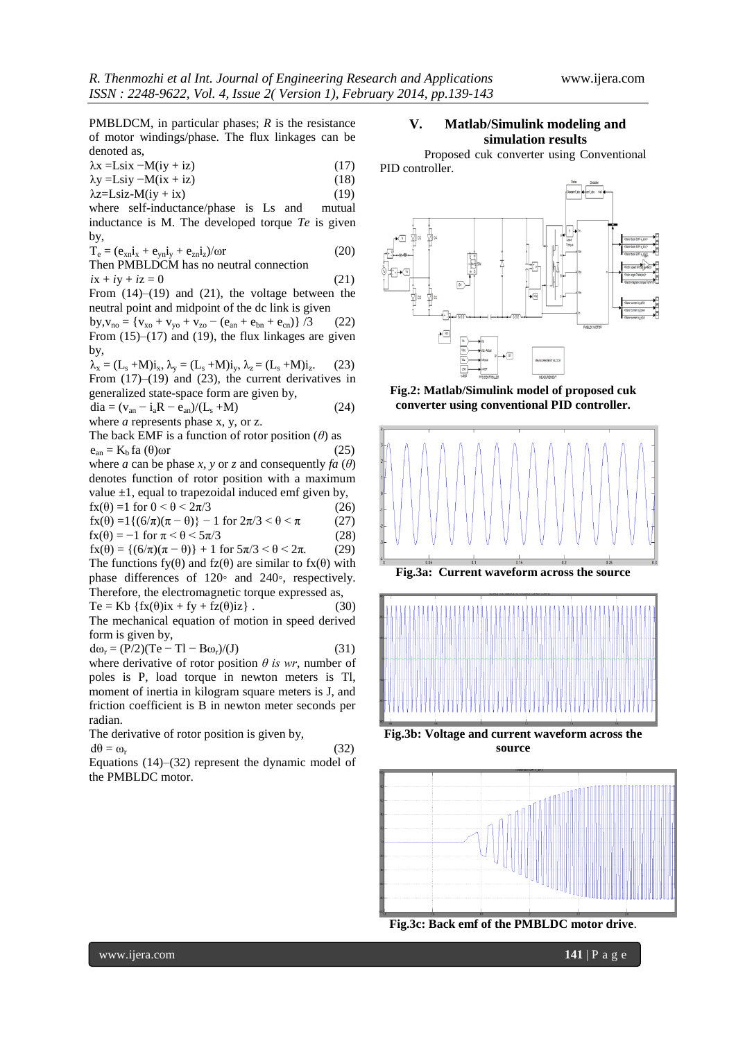PMBLDCM, in particular phases; $R$ is the resistance of motor windings/phase. The flux linkages can be denoted as,

$$\lambda x = Lsix - M(iy + iz) \quad (17)$$

$$\lambda y = Lsiy - M(ix + iz) \quad (18)$$

$$\lambda z = Lsiz - M(iy + ix) \quad (19)$$

where self-inductance/phase is Ls and mutual inductance is M. The developed torque *Te* is given by,

$$T_e = (e_{xn}i_x + e_{yn}i_y + e_{zn}i_z)/\omega r \quad (20)$$

Then PMBLDCM has no neutral connection

$$ix + iy + iz = 0 \quad (21)$$

From (14)–(19) and (21), the voltage between the neutral point and midpoint of the dc link is given by,

$$v_{no} = \{v_{xo} + v_{yo} + v_{zo} - (e_{an} + e_{bn} + e_{cn})\} /3 \quad (22)$$

From (15)–(17) and (19), the flux linkages are given by,

$$\lambda_x = (L_s + M)i_x,\ \lambda_y = (L_s + M)i_y,\ \lambda_z = (L_s + M)i_z. \quad (23)$$

From (17)–(19) and (23), the current derivatives in generalized state-space form are given by,

$$dia = (v_{an} - i_aR - e_{an})/(L_s + M) \quad (24)$$

where *a* represents phase x, y, or z.

The back EMF is a function of rotor position ($\theta$) as

$$e_{an} = K_b\, fa\, (\theta)\omega r \quad (25)$$

where *a* can be phase *x, y* or *z* and consequently $fa\ (\theta)$ denotes function of rotor position with a maximum value $\pm1$, equal to trapezoidal induced emf given by,

$$fx(\theta) = 1 \text{ for } 0 < \theta < 2\pi/3 \quad (26)$$

$$fx(\theta) = 1\{(6/\pi)(\pi - \theta)\} - 1 \text{ for } 2\pi/3 < \theta < \pi \quad (27)$$

$$fx(\theta) = -1 \text{ for } \pi < \theta < 5\pi/3 \quad (28)$$

$$fx(\theta) = \{(6/\pi)(\pi - \theta)\} + 1 \text{ for } 5\pi/3 < \theta < 2\pi. \quad (29)$$

The functions $fy(\theta)$ and $fz(\theta)$ are similar to $fx(\theta)$ with phase differences of 120◦ and 240◦, respectively. Therefore, the electromagnetic torque expressed as,

$$Te = Kb\ \{fx(\theta)ix + fy + fz(\theta)iz\}\ . \quad (30)$$

The mechanical equation of motion in speed derived form is given by,

$$d\omega_r = (P/2)(Te - Tl - B\omega_r)/(J) \quad (31)$$

where derivative of rotor position *θ is wr*, number of poles is P, load torque in newton meters is Tl, moment of inertia in kilogram square meters is J, and friction coefficient is B in newton meter seconds per radian.

The derivative of rotor position is given by,

$$d\theta = \omega_r \quad (32)$$

Equations (14)–(32) represent the dynamic model of the PMBLDC motor.

## V. Matlab/Simulink modeling and simulation results

Proposed cuk converter using Conventional PID controller.

**Fig.2: Matlab/Simulink model of proposed cuk converter using conventional PID controller.**

**Fig.3a: Current waveform across the source**

**Fig.3b: Voltage and current waveform across the source**

**Fig.3c: Back emf of the PMBLDC motor drive**.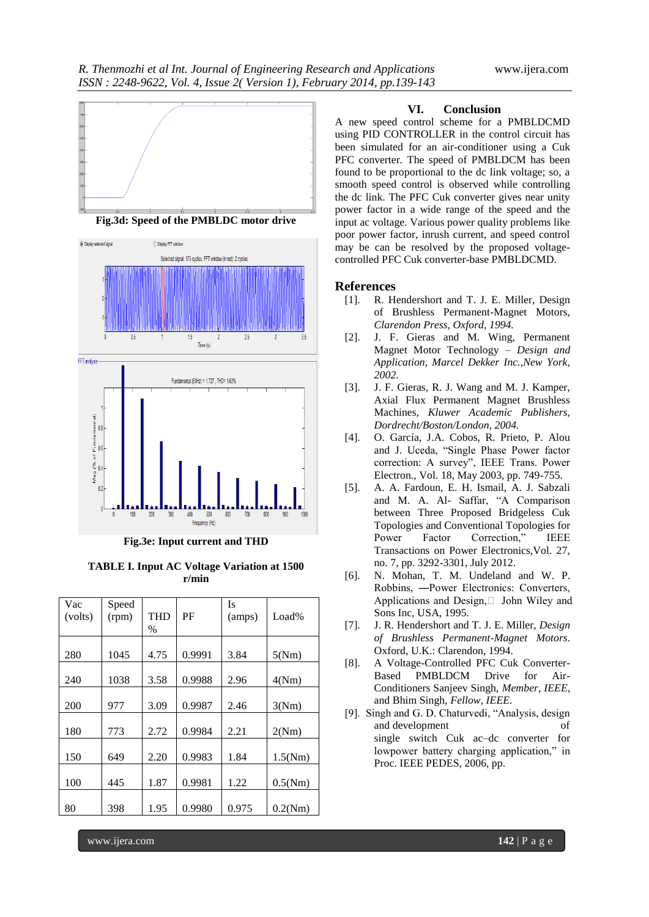Fig.3d: Speed of the PMBLDC motor drive

Fig.3e: Input current and THD

**TABLE I. Input AC Voltage Variation at 1500 r/min**

| Vac (volts) | Speed (rpm) | THD % | PF | Is (amps) | Load% |
|---|---|---|---|---|---|
| 280 | 1045 | 4.75 | 0.9991 | 3.84 | 5(Nm) |
| 240 | 1038 | 3.58 | 0.9988 | 2.96 | 4(Nm) |
| 200 | 977 | 3.09 | 0.9987 | 2.46 | 3(Nm) |
| 180 | 773 | 2.72 | 0.9984 | 2.21 | 2(Nm) |
| 150 | 649 | 2.20 | 0.9983 | 1.84 | 1.5(Nm) |
| 100 | 445 | 1.87 | 0.9981 | 1.22 | 0.5(Nm) |
| 80 | 398 | 1.95 | 0.9980 | 0.975 | 0.2(Nm) |

## VI. Conclusion

A new speed control scheme for a PMBLDCMD using PID CONTROLLER in the control circuit has been simulated for an air-conditioner using a Cuk PFC converter. The speed of PMBLDCM has been found to be proportional to the dc link voltage; so, a smooth speed control is observed while controlling the dc link. The PFC Cuk converter gives near unity power factor in a wide range of the speed and the input ac voltage. Various power quality problems like poor power factor, inrush current, and speed control may be can be resolved by the proposed voltage-controlled PFC Cuk converter-base PMBLDCMD.

## References

[1]. R. Hendershort and T. J. E. Miller, Design of Brushless Permanent-Magnet Motors, *Clarendon Press, Oxford, 1994.*

[2]. J. F. Gieras and M. Wing, Permanent Magnet Motor Technology – *Design and Application, Marcel Dekker Inc.,New York, 2002.*

[3]. J. F. Gieras, R. J. Wang and M. J. Kamper, Axial Flux Permanent Magnet Brushless Machines, *Kluwer Academic Publishers, Dordrecht/Boston/London, 2004.*

[4]. O. García, J.A. Cobos, R. Prieto, P. Alou and J. Uceda, "Single Phase Power factor correction: A survey", IEEE Trans. Power Electron., Vol. 18, May 2003, pp. 749-755.

[5]. A. A. Fardoun, E. H. Ismail, A. J. Sabzali and M. A. Al- Saffar, "A Comparison between Three Proposed Bridgeless Cuk Topologies and Conventional Topologies for Power Factor Correction," IEEE Transactions on Power Electronics,Vol. 27, no. 7, pp. 3292-3301, July 2012.

[6]. N. Mohan, T. M. Undeland and W. P. Robbins, ―Power Electronics: Converters, Applications and Design, John Wiley and Sons Inc, USA, 1995.

[7]. J. R. Hendershort and T. J. E. Miller, *Design of Brushless Permanent-Magnet Motors*. Oxford, U.K.: Clarendon, 1994.

[8]. A Voltage-Controlled PFC Cuk Converter-Based PMBLDCM Drive for Air-Conditioners Sanjeev Singh, *Member, IEEE*, and Bhim Singh, *Fellow, IEEE.*

[9]. Singh and G. D. Chaturvedi, "Analysis, design and development of single switch Cuk ac–dc converter for lowpower battery charging application," in Proc. IEEE PEDES, 2006, pp.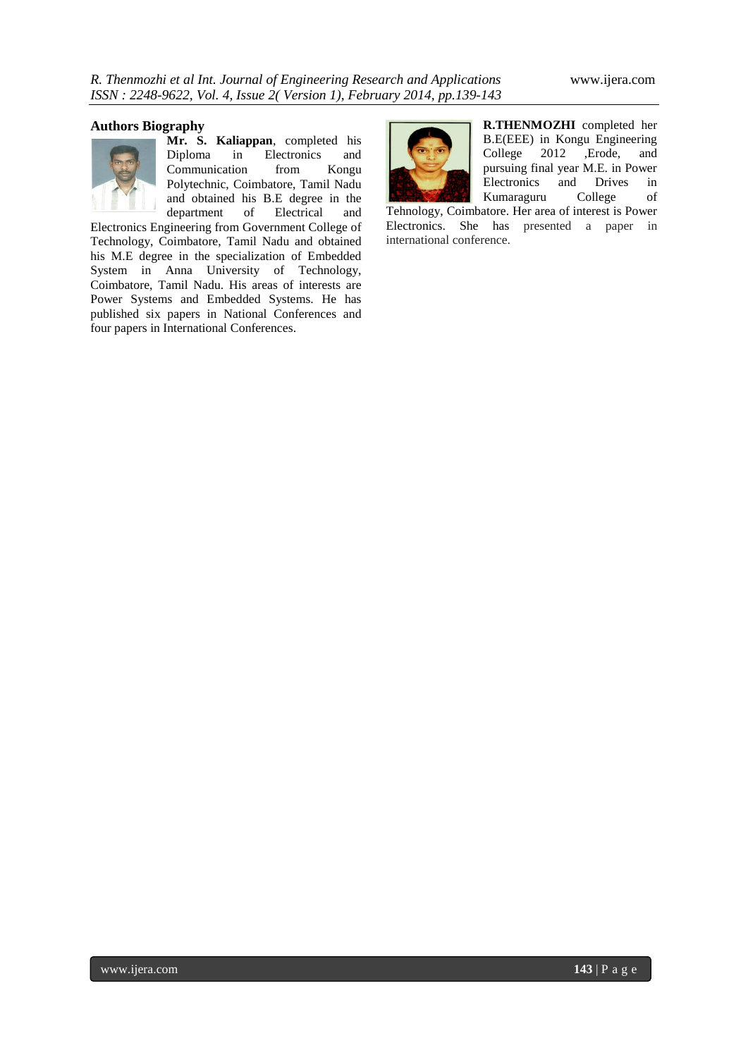## Authors Biography

**Mr. S. Kaliappan**, completed his Diploma in Electronics and Communication from Kongu Polytechnic, Coimbatore, Tamil Nadu and obtained his B.E degree in the department of Electrical and Electronics Engineering from Government College of Technology, Coimbatore, Tamil Nadu and obtained his M.E degree in the specialization of Embedded System in Anna University of Technology, Coimbatore, Tamil Nadu. His areas of interests are Power Systems and Embedded Systems. He has published six papers in National Conferences and four papers in International Conferences.

**R.THENMOZHI** completed her B.E(EEE) in Kongu Engineering College 2012 ,Erode, and pursuing final year M.E. in Power Electronics and Drives in Kumaraguru College of Tehnology, Coimbatore. Her area of interest is Power Electronics. She has presented a paper in international conference.